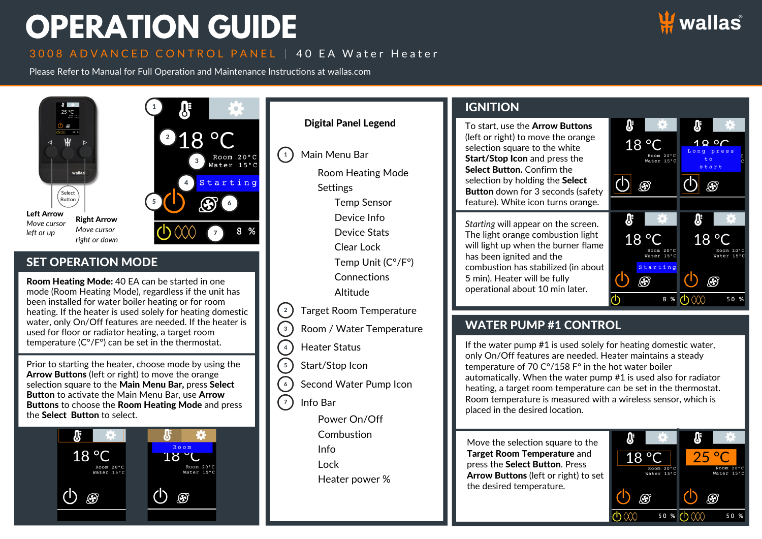# OPERATION GUIDE

3008 ADVANCED CONTROL PANEL | 40 EA Water Heater

Please Refer to Manual for Full Operation and Maintenance Instructions at wallas.com

Select Button

**Left Arrow**
*Move cursor left or up*

**Right Arrow**
*Move cursor right or down*

## SET OPERATION MODE

**Room Heating Mode:** 40 EA can be started in one mode (Room Heating Mode), regardless if the unit has been installed for water boiler heating or for room heating. If the heater is used solely for heating domestic water, only On/Off features are needed. If the heater is used for floor or radiator heating, a target room temperature (C°/F°) can be set in the thermostat.

Prior to starting the heater, choose mode by using the **Arrow Buttons** (left or right) to move the orange selection square to the **Main Menu Bar,** press **Select Button** to activate the Main Menu Bar, use **Arrow Buttons** to choose the **Room Heating Mode** and press the **Select Button** to select.

## Digital Panel Legend

1. Main Menu Bar
   - Room Heating Mode
   - Settings
     - Temp Sensor
     - Device Info
     - Device Stats
     - Clear Lock
     - Temp Unit (C°/F°)
     - Connections
     - Altitude
2. Target Room Temperature
3. Room / Water Temperature
4. Heater Status
5. Start/Stop Icon
6. Second Water Pump Icon
7. Info Bar
   - Power On/Off
   - Combustion
   - Info
   - Lock
   - Heater power %

## IGNITION

To start, use the **Arrow Buttons** (left or right) to move the orange selection square to the white **Start/Stop Icon** and press the **Select Button.** Confirm the selection by holding the **Select Button** down for 3 seconds (safety feature). White icon turns orange.

*Starting* will appear on the screen. The light orange combustion light will light up when the burner flame has been ignited and the combustion has stabilized (in about 5 min). Heater will be fully operational about 10 min later.

## WATER PUMP #1 CONTROL

If the water pump #1 is used solely for heating domestic water, only On/Off features are needed. Heater maintains a steady temperature of 70 C°/158 F° in the hot water boiler automatically. When the water pump #1 is used also for radiator heating, a target room temperature can be set in the thermostat. Room temperature is measured with a wireless sensor, which is placed in the desired location.

Move the selection square to the **Target Room Temperature** and press the **Select Button**. Press **Arrow Buttons** (left or right) to set the desired temperature.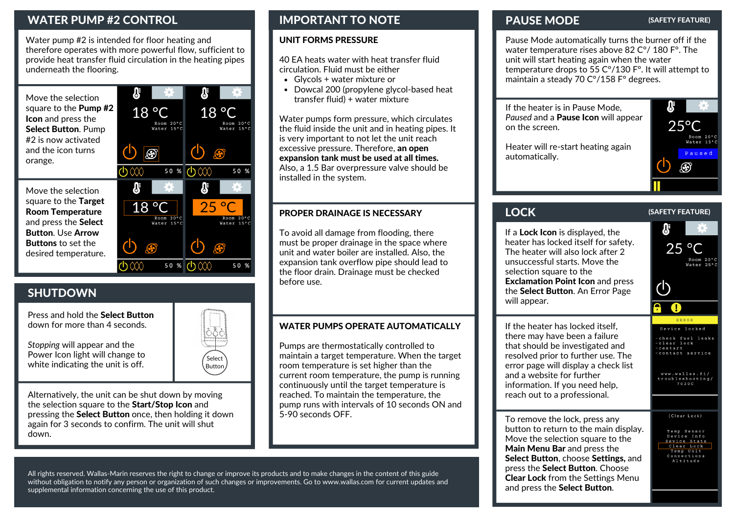## WATER PUMP #2 CONTROL

Water pump #2 is intended for floor heating and therefore operates with more powerful flow, sufficient to provide heat transfer fluid circulation in the heating pipes underneath the flooring.

Move the selection square to the **Pump #2 Icon** and press the **Select Button**. Pump #2 is now activated and the icon turns orange.

18 °C
Room 20°C
Water 15°C
50 %

18 °C
Room 20°C
Water 15°C
50 %

Move the selection square to the **Target Room Temperature** and press the **Select Button**. Use **Arrow Buttons** to set the desired temperature.

18 °C
Room 20°C
Water 15°C
50 %

25 °C
Room 20°C
Water 15°C
50 %

## SHUTDOWN

Press and hold the **Select Button** down for more than 4 seconds.

*Stopping* will appear and the Power Icon light will change to white indicating the unit is off.

Select Button

Alternatively, the unit can be shut down by moving the selection square to the **Start/Stop Icon** and pressing the **Select Button** once, then holding it down again for 3 seconds to confirm. The unit will shut down.

## IMPORTANT TO NOTE

### UNIT FORMS PRESSURE

40 EA heats water with heat transfer fluid circulation. Fluid must be either

- Glycols + water mixture or
- Dowcal 200 (propylene glycol-based heat transfer fluid) + water mixture

Water pumps form pressure, which circulates the fluid inside the unit and in heating pipes. It is very important to not let the unit reach excessive pressure. Therefore, **an open expansion tank must be used at all times.** Also, a 1.5 Bar overpressure valve should be installed in the system.

### PROPER DRAINAGE IS NECESSARY

To avoid all damage from flooding, there must be proper drainage in the space where unit and water boiler are installed. Also, the expansion tank overflow pipe should lead to the floor drain. Drainage must be checked before use.

### WATER PUMPS OPERATE AUTOMATICALLY

Pumps are thermostatically controlled to maintain a target temperature. When the target room temperature is set higher than the current room temperature, the pump is running continuously until the target temperature is reached. To maintain the temperature, the pump runs with intervals of 10 seconds ON and 5-90 seconds OFF.

## PAUSE MODE (SAFETY FEATURE)

Pause Mode automatically turns the burner off if the water temperature rises above 82 C°/ 180 F°. The unit will start heating again when the water temperature drops to 55 C°/130 F°. It will attempt to maintain a steady 70 C°/158 F° degrees.

If the heater is in Pause Mode, *Paused* and a **Pause Icon** will appear on the screen.

Heater will re-start heating again automatically.

25°C
Room 20°C
Water 15°C
Paused

## LOCK (SAFETY FEATURE)

If a **Lock Icon** is displayed, the heater has locked itself for safety. The heater will also lock after 2 unsuccessful starts. Move the selection square to the **Exclamation Point Icon** and press the **Select Button**. An Error Page will appear.

25 °C
Room 20°C
Water 25°C

If the heater has locked itself, there may have been a failure that should be investigated and resolved prior to further use. The error page will display a check list and a website for further information. If you need help, reach out to a professional.

ERROR
Device locked
-check fuel leaks
-clear lock
-restart
-contact service
www.wallas.fi/troubleshooting/7020C

To remove the lock, press any button to return to the main display. Move the selection square to the **Main Menu Bar** and press the **Select Button**, choose **Settings,** and press the **Select Button**. Choose **Clear Lock** from the Settings Menu and press the **Select Button**.

(Clear Lock)
Temp Sensor
Device Info
Device Stats
Clear Lock
Temp Unit
Connections
Altitude

All rights reserved. Wallas-Marin reserves the right to change or improve its products and to make changes in the content of this guide without obligation to notify any person or organization of such changes or improvements. Go to www.wallas.com for current updates and supplemental information concerning the use of this product.